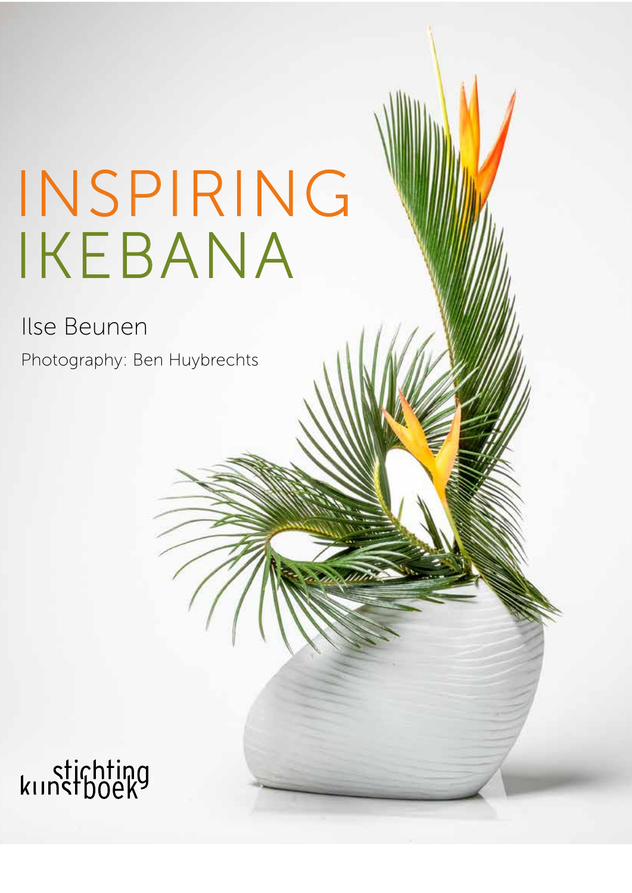# INSPIRING IKEBANA

Ilse Beunen

Photography: Ben Huybrechts

stichting kunstboek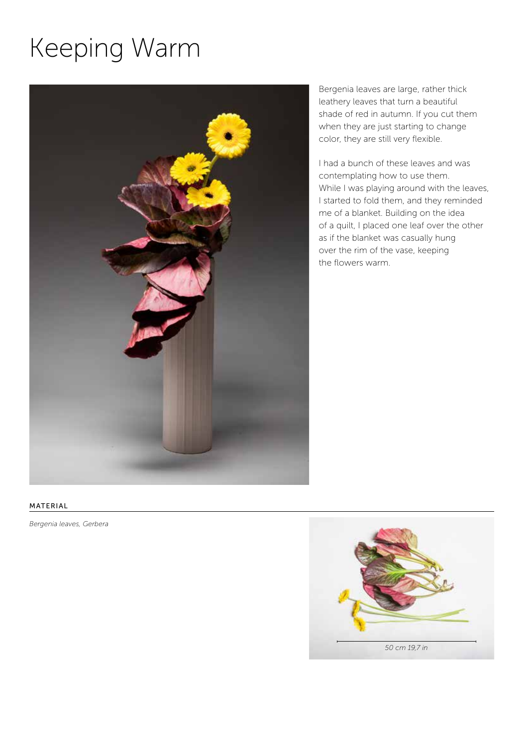# Keeping Warm

Bergenia leaves are large, rather thick leathery leaves that turn a beautiful shade of red in autumn. If you cut them when they are just starting to change color, they are still very flexible.

I had a bunch of these leaves and was contemplating how to use them. While I was playing around with the leaves, I started to fold them, and they reminded me of a blanket. Building on the idea of a quilt, I placed one leaf over the other as if the blanket was casually hung over the rim of the vase, keeping the flowers warm.

## MATERIAL

*Bergenia leaves, Gerbera*

*50 cm 19,7 in*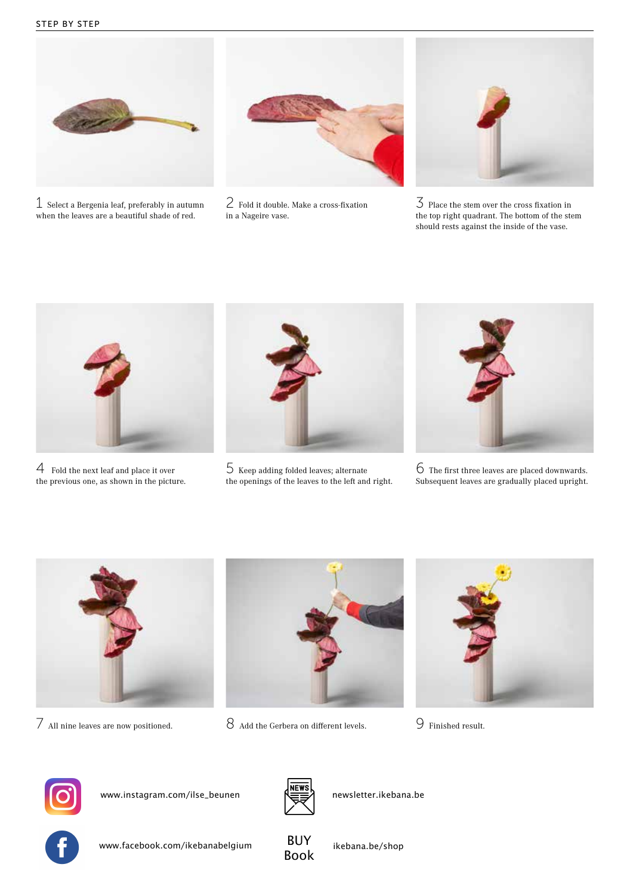STEP BY STEP

1 Select a Bergenia leaf, preferably in autumn when the leaves are a beautiful shade of red.

2 Fold it double. Make a cross-fixation in a Nageire vase.

3 Place the stem over the cross fixation in the top right quadrant. The bottom of the stem should rests against the inside of the vase.

4 Fold the next leaf and place it over the previous one, as shown in the picture.

5 Keep adding folded leaves; alternate the openings of the leaves to the left and right.

6 The first three leaves are placed downwards. Subsequent leaves are gradually placed upright.

7 All nine leaves are now positioned.

8 Add the Gerbera on different levels.

9 Finished result.

www.instagram.com/ilse_beunen

newsletter.ikebana.be

www.facebook.com/ikebanabelgium

BUY Book

ikebana.be/shop